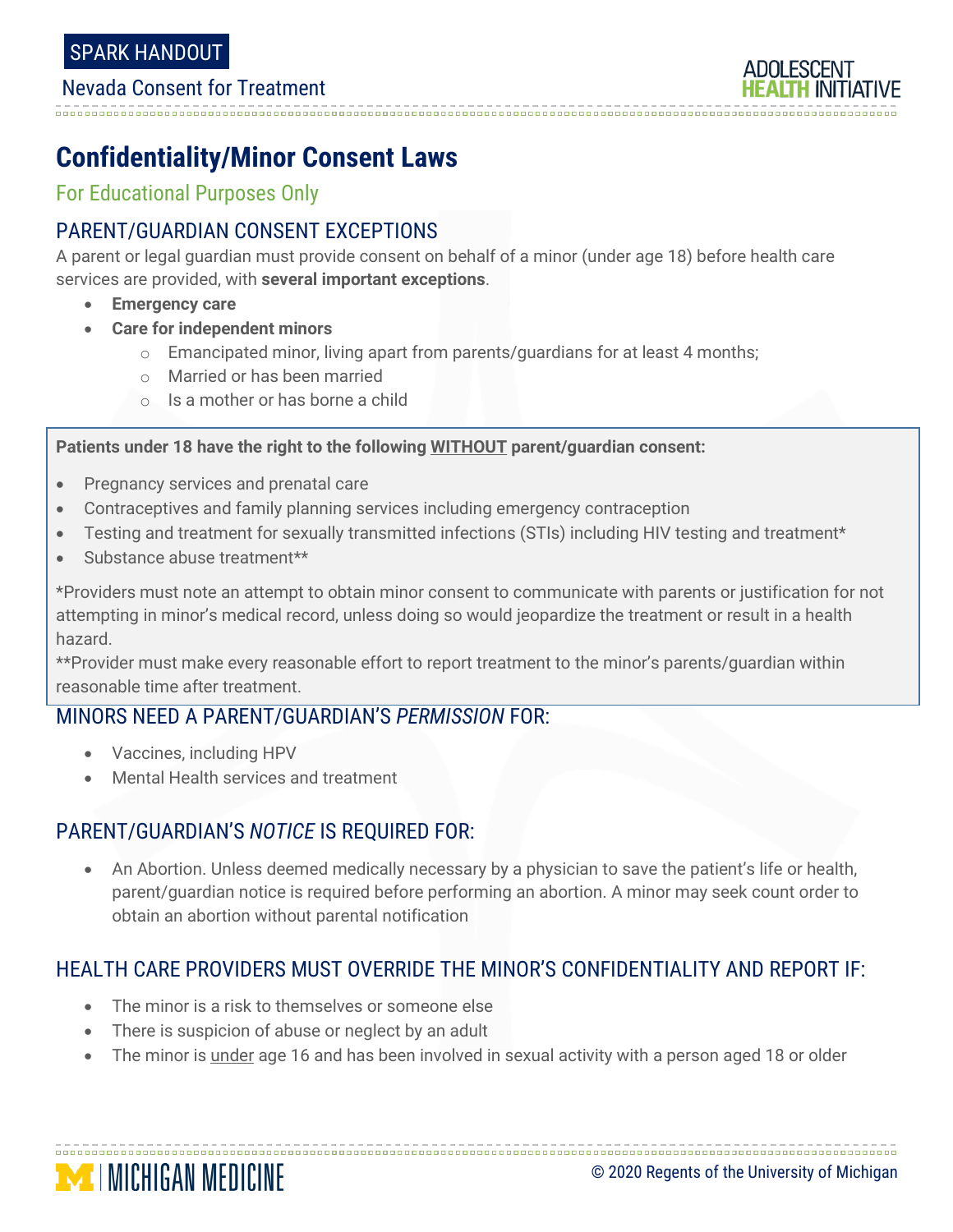SPARK HANDOUT

Nevada Consent for Treatment

ADOLESCENT HEALTH INITIATIVE

# Confidentiality/Minor Consent Laws

For Educational Purposes Only

## PARENT/GUARDIAN CONSENT EXCEPTIONS

A parent or legal guardian must provide consent on behalf of a minor (under age 18) before health care services are provided, with **several important exceptions**.

- **Emergency care**
- **Care for independent minors**
  - Emancipated minor, living apart from parents/guardians for at least 4 months;
  - Married or has been married
  - Is a mother or has borne a child

**Patients under 18 have the right to the following WITHOUT parent/guardian consent:**

- Pregnancy services and prenatal care
- Contraceptives and family planning services including emergency contraception
- Testing and treatment for sexually transmitted infections (STIs) including HIV testing and treatment*
- Substance abuse treatment**

*Providers must note an attempt to obtain minor consent to communicate with parents or justification for not attempting in minor's medical record, unless doing so would jeopardize the treatment or result in a health hazard.

**Provider must make every reasonable effort to report treatment to the minor's parents/guardian within reasonable time after treatment.

## MINORS NEED A PARENT/GUARDIAN'S *PERMISSION* FOR:

- Vaccines, including HPV
- Mental Health services and treatment

## PARENT/GUARDIAN'S *NOTICE* IS REQUIRED FOR:

- An Abortion. Unless deemed medically necessary by a physician to save the patient's life or health, parent/guardian notice is required before performing an abortion. A minor may seek count order to obtain an abortion without parental notification

## HEALTH CARE PROVIDERS MUST OVERRIDE THE MINOR'S CONFIDENTIALITY AND REPORT IF:

- The minor is a risk to themselves or someone else
- There is suspicion of abuse or neglect by an adult
- The minor is under age 16 and has been involved in sexual activity with a person aged 18 or older

MICHIGAN MEDICINE

© 2020 Regents of the University of Michigan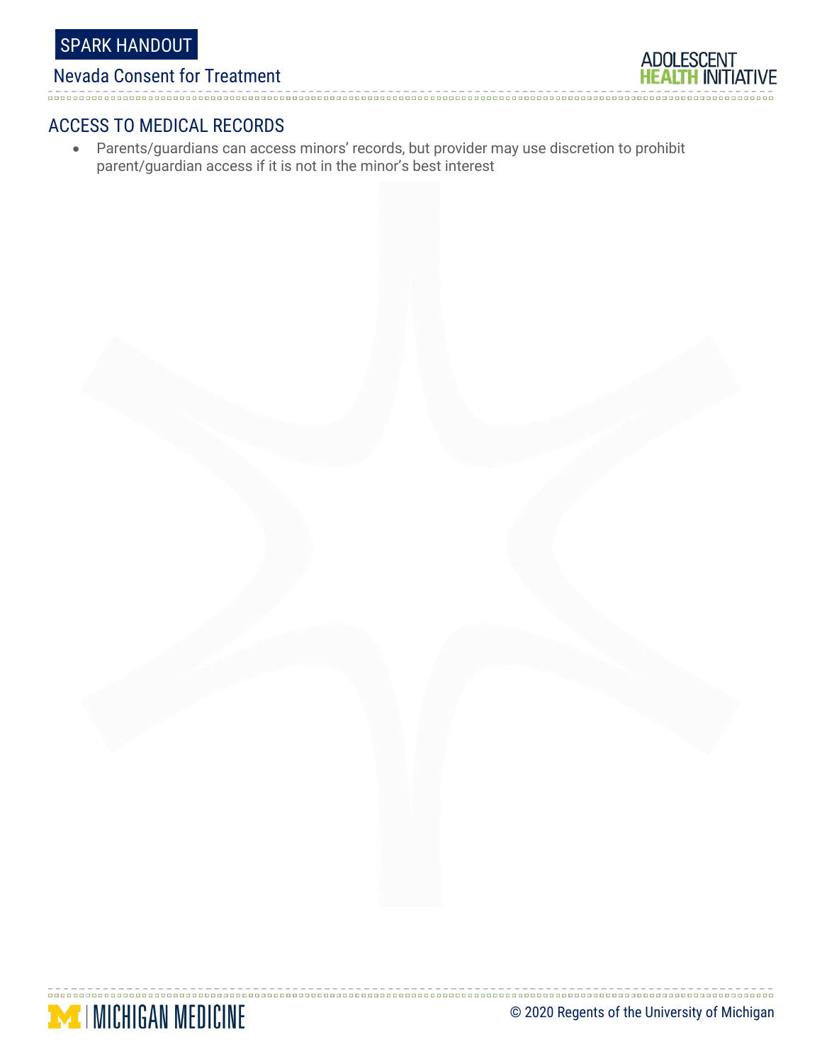## ACCESS TO MEDICAL RECORDS

- Parents/guardians can access minors' records, but provider may use discretion to prohibit parent/guardian access if it is not in the minor's best interest